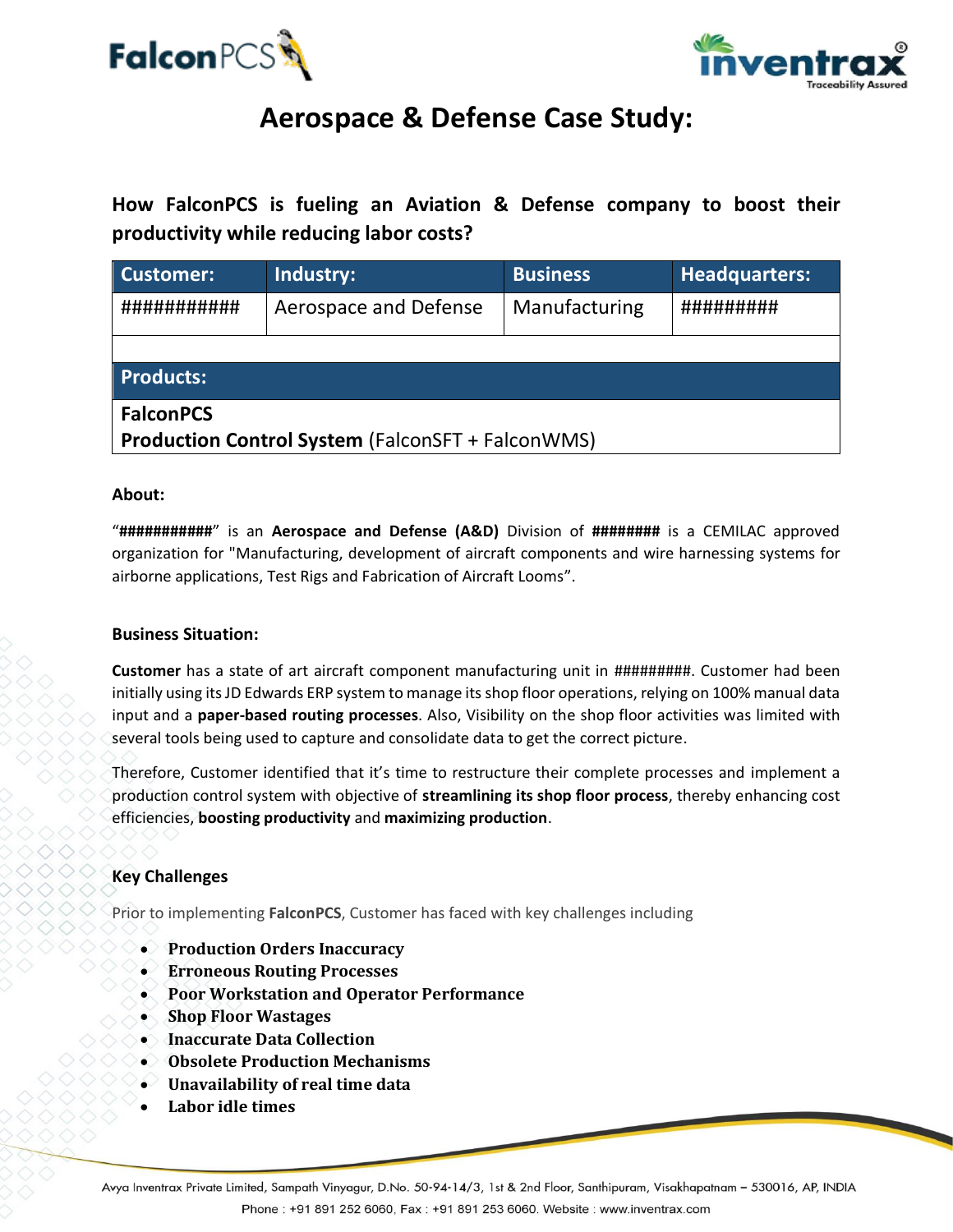# Aerospace & Defense Case Study:

## How FalconPCS is fueling an Aviation & Defense company to boost their productivity while reducing labor costs?

| Customer: | Industry: | Business | Headquarters: |
|---|---|---|---|
| ########### | Aerospace and Defense | Manufacturing | ######### |
| | | | |
| **Products:** | | | |
| **FalconPCS**<br>**Production Control System** (FalconSFT + FalconWMS) | | | |

### About:

"**###########**" is an **Aerospace and Defense (A&D)** Division of **########** is a CEMILAC approved organization for "Manufacturing, development of aircraft components and wire harnessing systems for airborne applications, Test Rigs and Fabrication of Aircraft Looms".

### Business Situation:

**Customer** has a state of art aircraft component manufacturing unit in #########. Customer had been initially using its JD Edwards ERP system to manage its shop floor operations, relying on 100% manual data input and a **paper-based routing processes**. Also, Visibility on the shop floor activities was limited with several tools being used to capture and consolidate data to get the correct picture.

Therefore, Customer identified that it's time to restructure their complete processes and implement a production control system with objective of **streamlining its shop floor process**, thereby enhancing cost efficiencies, **boosting productivity** and **maximizing production**.

### Key Challenges

Prior to implementing **FalconPCS**, Customer has faced with key challenges including

- **Production Orders Inaccuracy**
- **Erroneous Routing Processes**
- **Poor Workstation and Operator Performance**
- **Shop Floor Wastages**
- **Inaccurate Data Collection**
- **Obsolete Production Mechanisms**
- **Unavailability of real time data**
- **Labor idle times**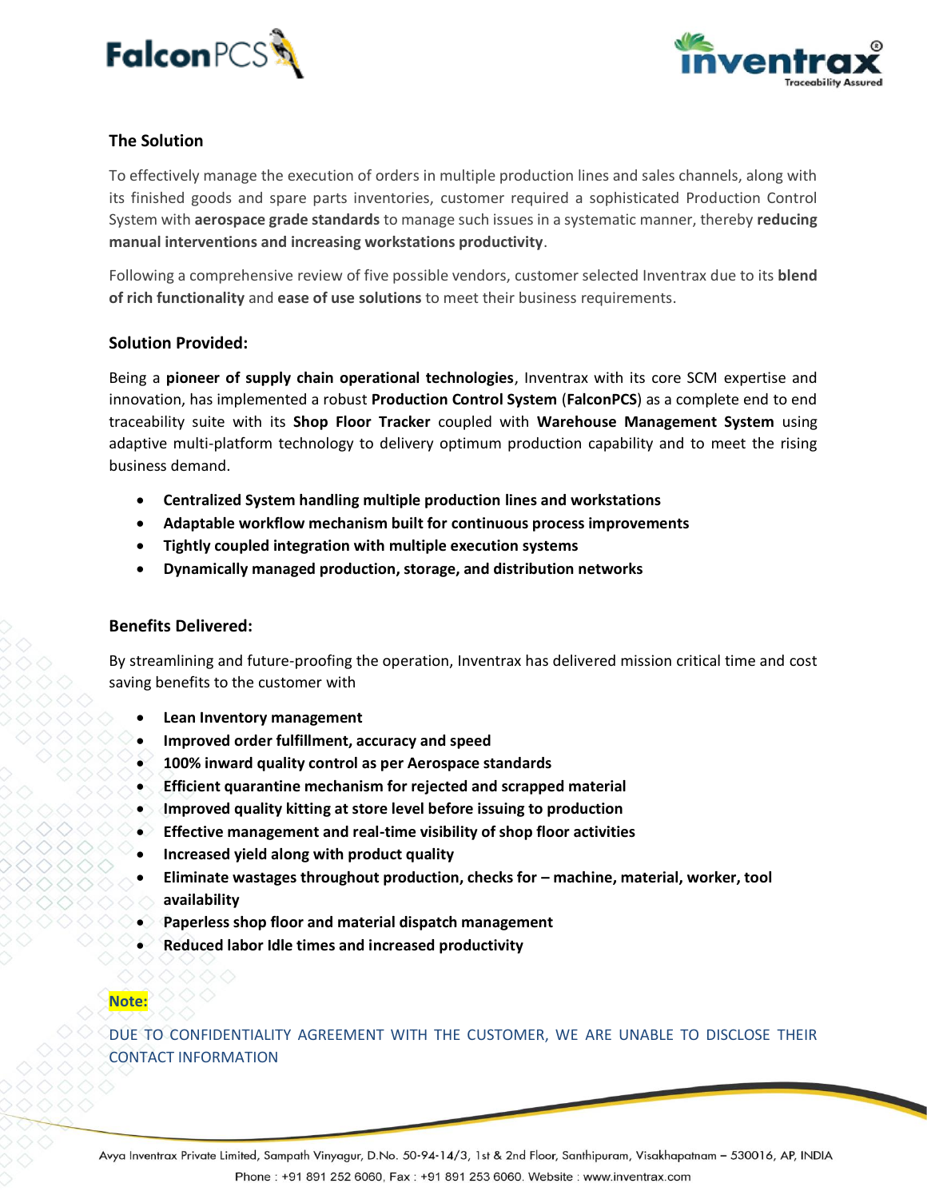## The Solution

To effectively manage the execution of orders in multiple production lines and sales channels, along with its finished goods and spare parts inventories, customer required a sophisticated Production Control System with **aerospace grade standards** to manage such issues in a systematic manner, thereby **reducing manual interventions and increasing workstations productivity**.

Following a comprehensive review of five possible vendors, customer selected Inventrax due to its **blend of rich functionality** and **ease of use solutions** to meet their business requirements.

## Solution Provided:

Being a **pioneer of supply chain operational technologies**, Inventrax with its core SCM expertise and innovation, has implemented a robust **Production Control System** (**FalconPCS**) as a complete end to end traceability suite with its **Shop Floor Tracker** coupled with **Warehouse Management System** using adaptive multi-platform technology to delivery optimum production capability and to meet the rising business demand.

- **Centralized System handling multiple production lines and workstations**
- **Adaptable workflow mechanism built for continuous process improvements**
- **Tightly coupled integration with multiple execution systems**
- **Dynamically managed production, storage, and distribution networks**

## Benefits Delivered:

By streamlining and future-proofing the operation, Inventrax has delivered mission critical time and cost saving benefits to the customer with

- **Lean Inventory management**
- **Improved order fulfillment, accuracy and speed**
- **100% inward quality control as per Aerospace standards**
- **Efficient quarantine mechanism for rejected and scrapped material**
- **Improved quality kitting at store level before issuing to production**
- **Effective management and real-time visibility of shop floor activities**
- **Increased yield along with product quality**
- **Eliminate wastages throughout production, checks for – machine, material, worker, tool availability**
- **Paperless shop floor and material dispatch management**
- **Reduced labor Idle times and increased productivity**

**Note:**

DUE TO CONFIDENTIALITY AGREEMENT WITH THE CUSTOMER, WE ARE UNABLE TO DISCLOSE THEIR CONTACT INFORMATION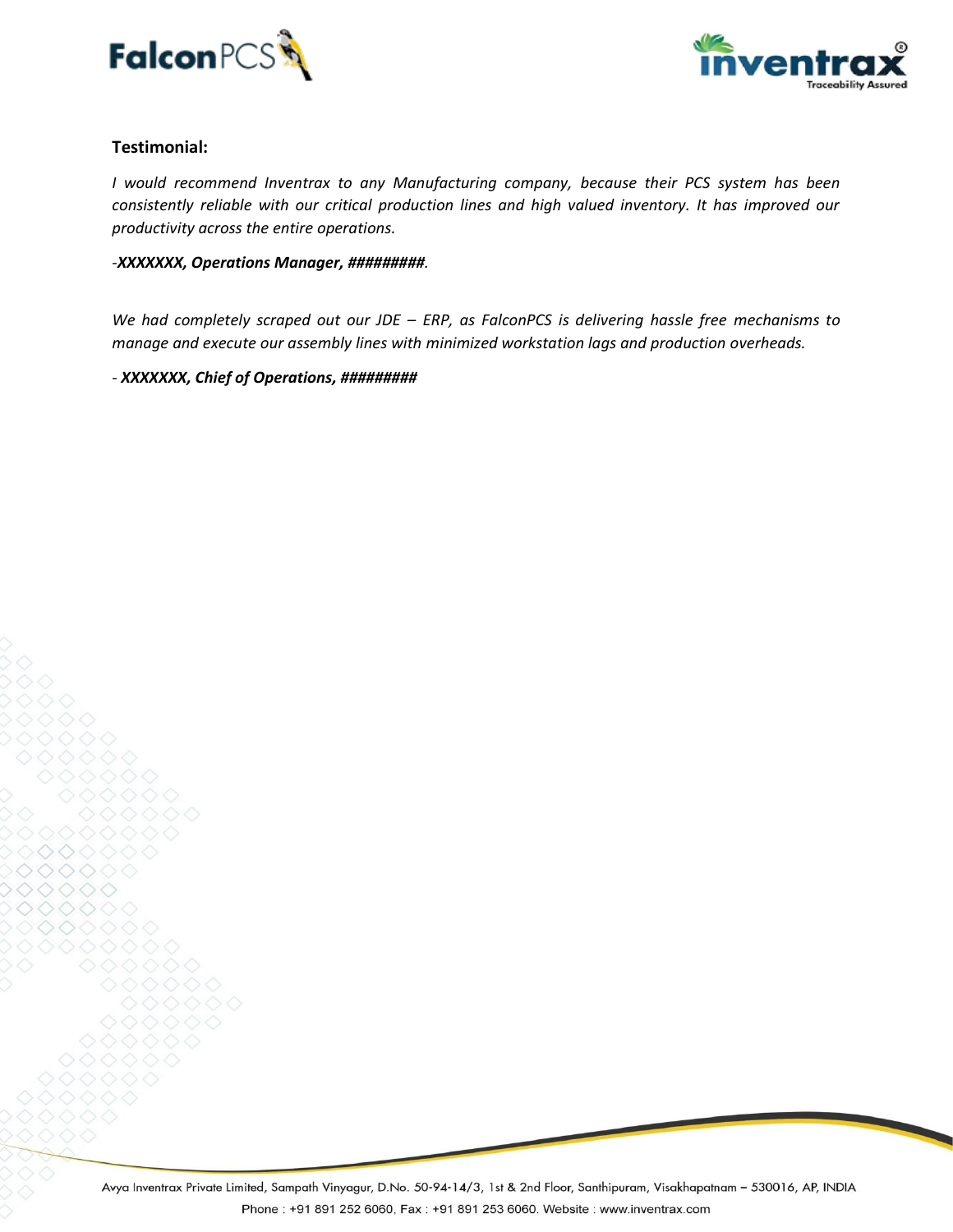**Testimonial:**

*I would recommend Inventrax to any Manufacturing company, because their PCS system has been consistently reliable with our critical production lines and high valued inventory. It has improved our productivity across the entire operations.*

-***XXXXXXX, Operations Manager, #########***.

*We had completely scraped out our JDE – ERP, as FalconPCS is delivering hassle free mechanisms to manage and execute our assembly lines with minimized workstation lags and production overheads.*

- ***XXXXXXX, Chief of Operations, #########***

Avya Inventrax Private Limited, Sampath Vinyagur, D.No. 50-94-14/3, 1st & 2nd Floor, Santhipuram, Visakhapatnam – 530016, AP, INDIA

Phone : +91 891 252 6060, Fax : +91 891 253 6060. Website : www.inventrax.com